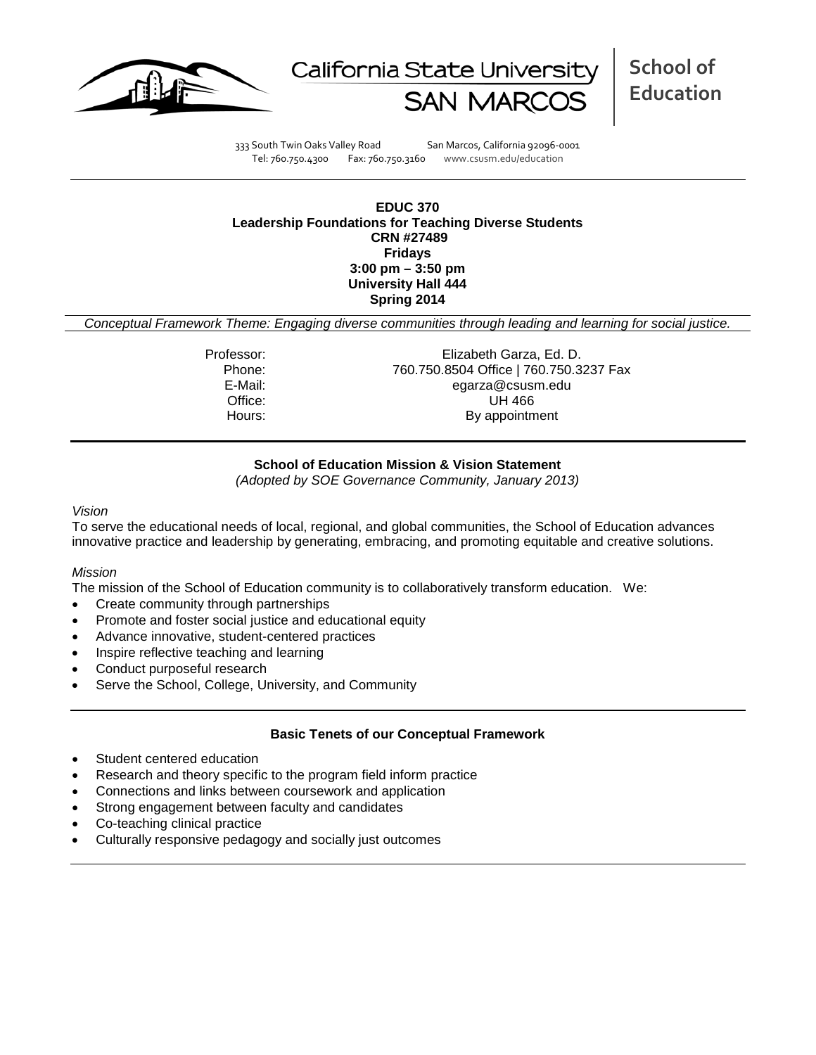California State University SAN MARCOS | **School of Education**

333 South Twin Oaks Valley Road San Marcos, California 92096-0001
Tel: 760.750.4300 Fax: 760.750.3160 www.csusm.edu/education

**EDUC 370**
**Leadership Foundations for Teaching Diverse Students**
**CRN #27489**
**Fridays**
**3:00 pm – 3:50 pm**
**University Hall 444**
**Spring 2014**

*Conceptual Framework Theme: Engaging diverse communities through leading and learning for social justice.*

| | |
|---|---|
| Professor: | Elizabeth Garza, Ed. D. |
| Phone: | 760.750.8504 Office \| 760.750.3237 Fax |
| E-Mail: | egarza@csusm.edu |
| Office: | UH 466 |
| Hours: | By appointment |

## School of Education Mission & Vision Statement

*(Adopted by SOE Governance Community, January 2013)*

*Vision*

To serve the educational needs of local, regional, and global communities, the School of Education advances innovative practice and leadership by generating, embracing, and promoting equitable and creative solutions.

*Mission*

The mission of the School of Education community is to collaboratively transform education. We:

- Create community through partnerships
- Promote and foster social justice and educational equity
- Advance innovative, student-centered practices
- Inspire reflective teaching and learning
- Conduct purposeful research
- Serve the School, College, University, and Community

## Basic Tenets of our Conceptual Framework

- Student centered education
- Research and theory specific to the program field inform practice
- Connections and links between coursework and application
- Strong engagement between faculty and candidates
- Co-teaching clinical practice
- Culturally responsive pedagogy and socially just outcomes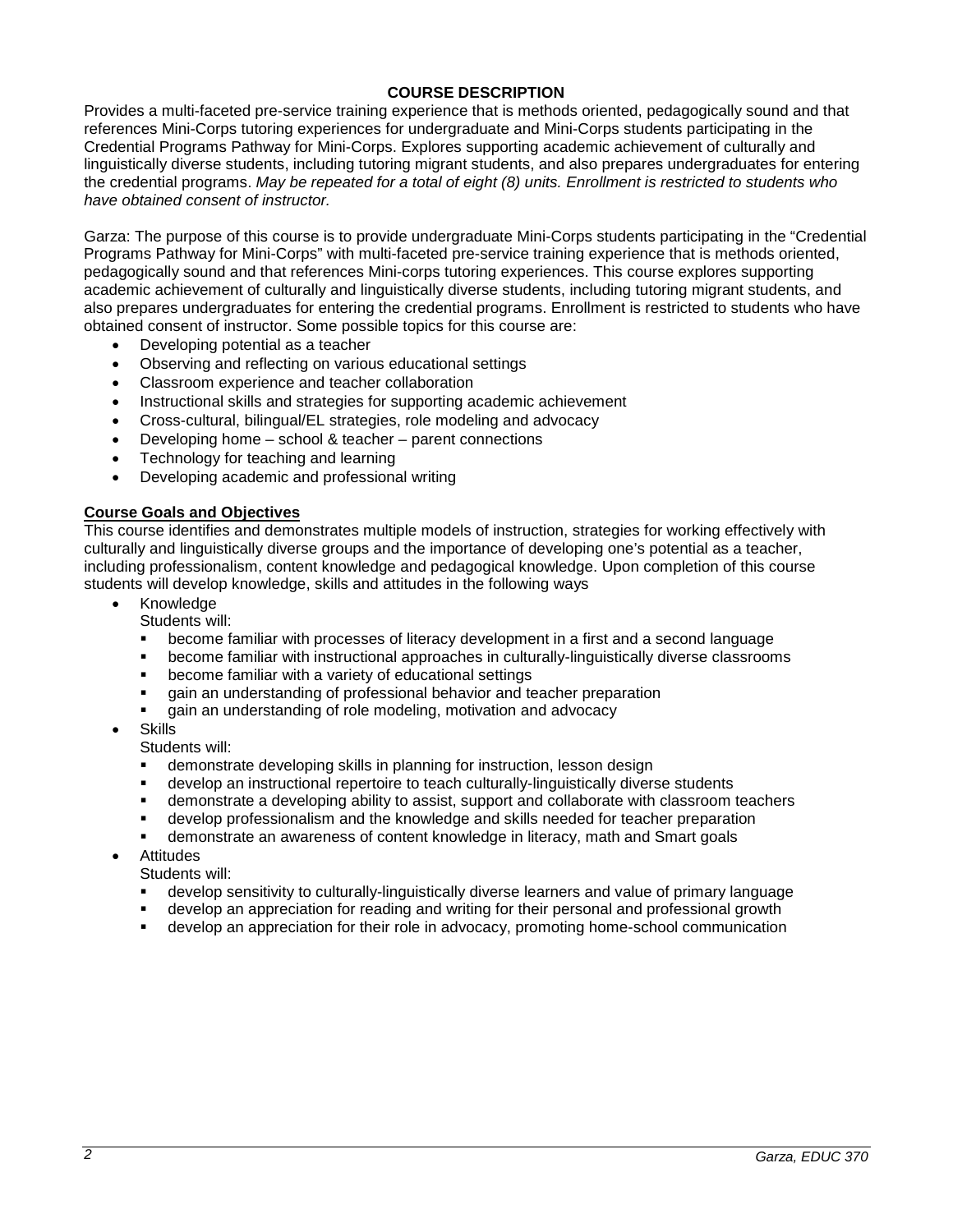## COURSE DESCRIPTION

Provides a multi-faceted pre-service training experience that is methods oriented, pedagogically sound and that references Mini-Corps tutoring experiences for undergraduate and Mini-Corps students participating in the Credential Programs Pathway for Mini-Corps. Explores supporting academic achievement of culturally and linguistically diverse students, including tutoring migrant students, and also prepares undergraduates for entering the credential programs. *May be repeated for a total of eight (8) units. Enrollment is restricted to students who have obtained consent of instructor.*

Garza: The purpose of this course is to provide undergraduate Mini-Corps students participating in the "Credential Programs Pathway for Mini-Corps" with multi-faceted pre-service training experience that is methods oriented, pedagogically sound and that references Mini-corps tutoring experiences. This course explores supporting academic achievement of culturally and linguistically diverse students, including tutoring migrant students, and also prepares undergraduates for entering the credential programs. Enrollment is restricted to students who have obtained consent of instructor. Some possible topics for this course are:

- Developing potential as a teacher
- Observing and reflecting on various educational settings
- Classroom experience and teacher collaboration
- Instructional skills and strategies for supporting academic achievement
- Cross-cultural, bilingual/EL strategies, role modeling and advocacy
- Developing home – school & teacher – parent connections
- Technology for teaching and learning
- Developing academic and professional writing

### Course Goals and Objectives

This course identifies and demonstrates multiple models of instruction, strategies for working effectively with culturally and linguistically diverse groups and the importance of developing one's potential as a teacher, including professionalism, content knowledge and pedagogical knowledge. Upon completion of this course students will develop knowledge, skills and attitudes in the following ways

- Knowledge
  Students will:
  - become familiar with processes of literacy development in a first and a second language
  - become familiar with instructional approaches in culturally-linguistically diverse classrooms
  - become familiar with a variety of educational settings
  - gain an understanding of professional behavior and teacher preparation
  - gain an understanding of role modeling, motivation and advocacy
- Skills
  Students will:
  - demonstrate developing skills in planning for instruction, lesson design
  - develop an instructional repertoire to teach culturally-linguistically diverse students
  - demonstrate a developing ability to assist, support and collaborate with classroom teachers
  - develop professionalism and the knowledge and skills needed for teacher preparation
  - demonstrate an awareness of content knowledge in literacy, math and Smart goals
- Attitudes
  Students will:
  - develop sensitivity to culturally-linguistically diverse learners and value of primary language
  - develop an appreciation for reading and writing for their personal and professional growth
  - develop an appreciation for their role in advocacy, promoting home-school communication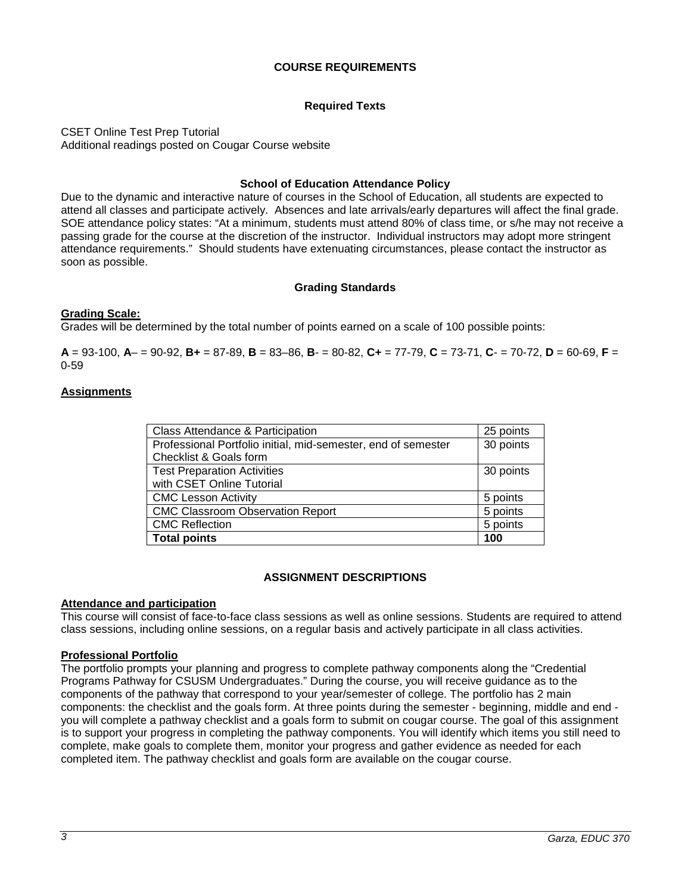## COURSE REQUIREMENTS

### Required Texts

CSET Online Test Prep Tutorial
Additional readings posted on Cougar Course website

### School of Education Attendance Policy

Due to the dynamic and interactive nature of courses in the School of Education, all students are expected to attend all classes and participate actively. Absences and late arrivals/early departures will affect the final grade. SOE attendance policy states: "At a minimum, students must attend 80% of class time, or s/he may not receive a passing grade for the course at the discretion of the instructor. Individual instructors may adopt more stringent attendance requirements." Should students have extenuating circumstances, please contact the instructor as soon as possible.

### Grading Standards

**Grading Scale:**
Grades will be determined by the total number of points earned on a scale of 100 possible points:

**A** = 93-100, **A**– = 90-92, **B+** = 87-89, **B** = 83–86, **B**- = 80-82, **C+** = 77-79, **C** = 73-71, **C**- = 70-72, **D** = 60-69, **F** = 0-59

**Assignments**

| Assignment | Points |
| --- | --- |
| Class Attendance & Participation | 25 points |
| Professional Portfolio initial, mid-semester, end of semester Checklist & Goals form | 30 points |
| Test Preparation Activities with CSET Online Tutorial | 30 points |
| CMC Lesson Activity | 5 points |
| CMC Classroom Observation Report | 5 points |
| CMC Reflection | 5 points |
| **Total points** | **100** |

## ASSIGNMENT DESCRIPTIONS

**Attendance and participation**
This course will consist of face-to-face class sessions as well as online sessions. Students are required to attend class sessions, including online sessions, on a regular basis and actively participate in all class activities.

**Professional Portfolio**
The portfolio prompts your planning and progress to complete pathway components along the "Credential Programs Pathway for CSUSM Undergraduates." During the course, you will receive guidance as to the components of the pathway that correspond to your year/semester of college. The portfolio has 2 main components: the checklist and the goals form. At three points during the semester - beginning, middle and end - you will complete a pathway checklist and a goals form to submit on cougar course. The goal of this assignment is to support your progress in completing the pathway components. You will identify which items you still need to complete, make goals to complete them, monitor your progress and gather evidence as needed for each completed item. The pathway checklist and goals form are available on the cougar course.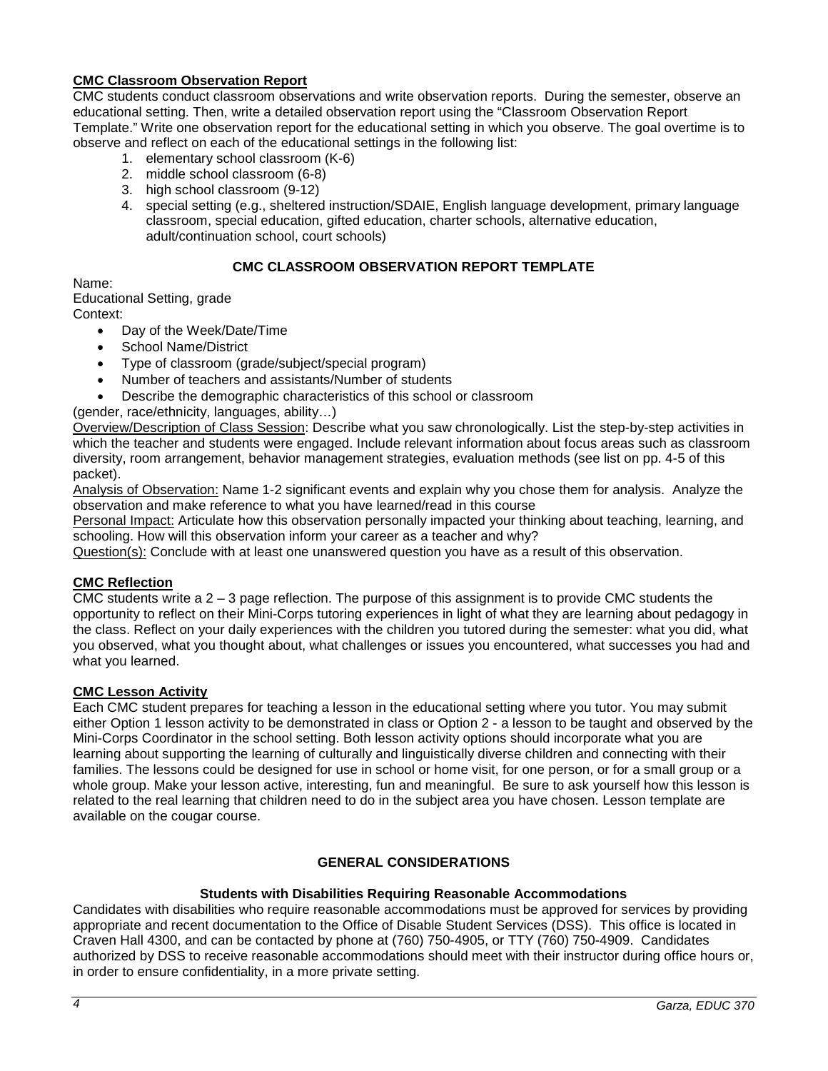**CMC Classroom Observation Report**

CMC students conduct classroom observations and write observation reports. During the semester, observe an educational setting. Then, write a detailed observation report using the "Classroom Observation Report Template." Write one observation report for the educational setting in which you observe. The goal overtime is to observe and reflect on each of the educational settings in the following list:

1. elementary school classroom (K-6)
2. middle school classroom (6-8)
3. high school classroom (9-12)
4. special setting (e.g., sheltered instruction/SDAIE, English language development, primary language classroom, special education, gifted education, charter schools, alternative education, adult/continuation school, court schools)

**CMC CLASSROOM OBSERVATION REPORT TEMPLATE**

Name:
Educational Setting, grade
Context:

- Day of the Week/Date/Time
- School Name/District
- Type of classroom (grade/subject/special program)
- Number of teachers and assistants/Number of students
- Describe the demographic characteristics of this school or classroom

(gender, race/ethnicity, languages, ability…)

Overview/Description of Class Session: Describe what you saw chronologically. List the step-by-step activities in which the teacher and students were engaged. Include relevant information about focus areas such as classroom diversity, room arrangement, behavior management strategies, evaluation methods (see list on pp. 4-5 of this packet).

Analysis of Observation: Name 1-2 significant events and explain why you chose them for analysis. Analyze the observation and make reference to what you have learned/read in this course

Personal Impact: Articulate how this observation personally impacted your thinking about teaching, learning, and schooling. How will this observation inform your career as a teacher and why?

Question(s): Conclude with at least one unanswered question you have as a result of this observation.

**CMC Reflection**

CMC students write a 2 – 3 page reflection. The purpose of this assignment is to provide CMC students the opportunity to reflect on their Mini-Corps tutoring experiences in light of what they are learning about pedagogy in the class. Reflect on your daily experiences with the children you tutored during the semester: what you did, what you observed, what you thought about, what challenges or issues you encountered, what successes you had and what you learned.

**CMC Lesson Activity**

Each CMC student prepares for teaching a lesson in the educational setting where you tutor. You may submit either Option 1 lesson activity to be demonstrated in class or Option 2 - a lesson to be taught and observed by the Mini-Corps Coordinator in the school setting. Both lesson activity options should incorporate what you are learning about supporting the learning of culturally and linguistically diverse children and connecting with their families. The lessons could be designed for use in school or home visit, for one person, or for a small group or a whole group. Make your lesson active, interesting, fun and meaningful. Be sure to ask yourself how this lesson is related to the real learning that children need to do in the subject area you have chosen. Lesson template are available on the cougar course.

## GENERAL CONSIDERATIONS

### Students with Disabilities Requiring Reasonable Accommodations

Candidates with disabilities who require reasonable accommodations must be approved for services by providing appropriate and recent documentation to the Office of Disable Student Services (DSS). This office is located in Craven Hall 4300, and can be contacted by phone at (760) 750-4905, or TTY (760) 750-4909. Candidates authorized by DSS to receive reasonable accommodations should meet with their instructor during office hours or, in order to ensure confidentiality, in a more private setting.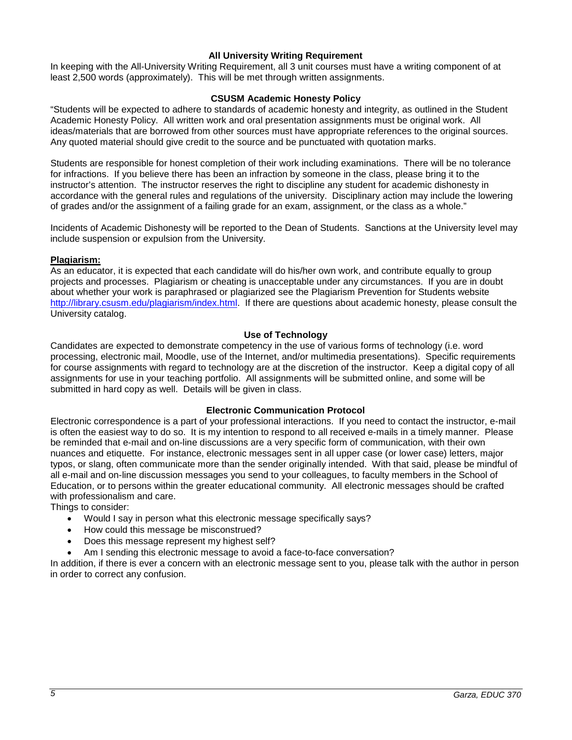### All University Writing Requirement

In keeping with the All-University Writing Requirement, all 3 unit courses must have a writing component of at least 2,500 words (approximately). This will be met through written assignments.

### CSUSM Academic Honesty Policy

"Students will be expected to adhere to standards of academic honesty and integrity, as outlined in the Student Academic Honesty Policy. All written work and oral presentation assignments must be original work. All ideas/materials that are borrowed from other sources must have appropriate references to the original sources. Any quoted material should give credit to the source and be punctuated with quotation marks.

Students are responsible for honest completion of their work including examinations. There will be no tolerance for infractions. If you believe there has been an infraction by someone in the class, please bring it to the instructor's attention. The instructor reserves the right to discipline any student for academic dishonesty in accordance with the general rules and regulations of the university. Disciplinary action may include the lowering of grades and/or the assignment of a failing grade for an exam, assignment, or the class as a whole."

Incidents of Academic Dishonesty will be reported to the Dean of Students. Sanctions at the University level may include suspension or expulsion from the University.

**Plagiarism:**

As an educator, it is expected that each candidate will do his/her own work, and contribute equally to group projects and processes. Plagiarism or cheating is unacceptable under any circumstances. If you are in doubt about whether your work is paraphrased or plagiarized see the Plagiarism Prevention for Students website http://library.csusm.edu/plagiarism/index.html. If there are questions about academic honesty, please consult the University catalog.

### Use of Technology

Candidates are expected to demonstrate competency in the use of various forms of technology (i.e. word processing, electronic mail, Moodle, use of the Internet, and/or multimedia presentations). Specific requirements for course assignments with regard to technology are at the discretion of the instructor. Keep a digital copy of all assignments for use in your teaching portfolio. All assignments will be submitted online, and some will be submitted in hard copy as well. Details will be given in class.

### Electronic Communication Protocol

Electronic correspondence is a part of your professional interactions. If you need to contact the instructor, e-mail is often the easiest way to do so. It is my intention to respond to all received e-mails in a timely manner. Please be reminded that e-mail and on-line discussions are a very specific form of communication, with their own nuances and etiquette. For instance, electronic messages sent in all upper case (or lower case) letters, major typos, or slang, often communicate more than the sender originally intended. With that said, please be mindful of all e-mail and on-line discussion messages you send to your colleagues, to faculty members in the School of Education, or to persons within the greater educational community. All electronic messages should be crafted with professionalism and care.

Things to consider:

- Would I say in person what this electronic message specifically says?
- How could this message be misconstrued?
- Does this message represent my highest self?
- Am I sending this electronic message to avoid a face-to-face conversation?

In addition, if there is ever a concern with an electronic message sent to you, please talk with the author in person in order to correct any confusion.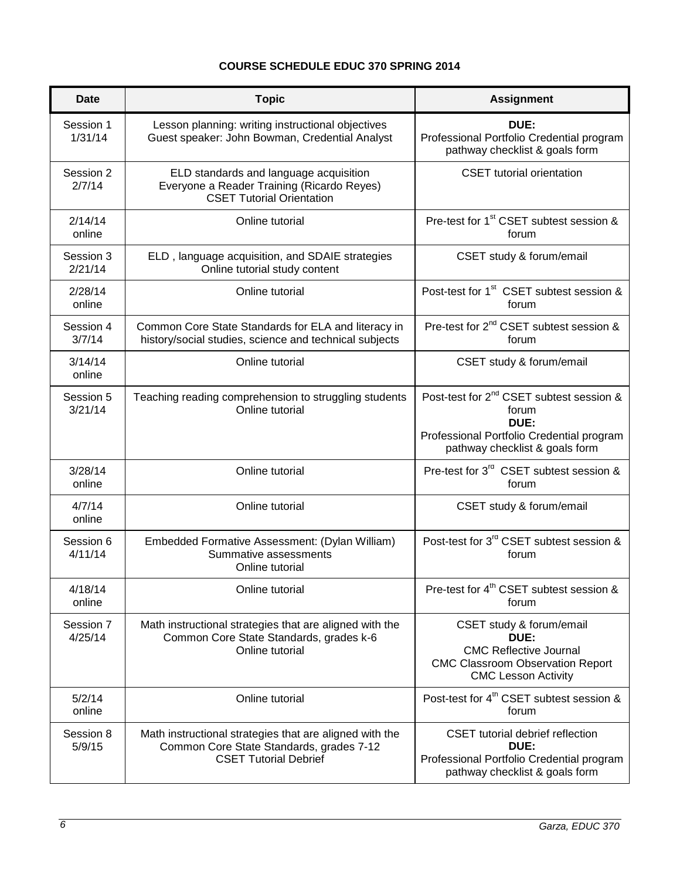**COURSE SCHEDULE EDUC 370 SPRING 2014**

| Date | Topic | Assignment |
|---|---|---|
| Session 1 1/31/14 | Lesson planning: writing instructional objectives Guest speaker: John Bowman, Credential Analyst | **DUE:** Professional Portfolio Credential program pathway checklist & goals form |
| Session 2 2/7/14 | ELD standards and language acquisition Everyone a Reader Training (Ricardo Reyes) CSET Tutorial Orientation | CSET tutorial orientation |
| 2/14/14 online | Online tutorial | Pre-test for 1st CSET subtest session & forum |
| Session 3 2/21/14 | ELD , language acquisition, and SDAIE strategies Online tutorial study content | CSET study & forum/email |
| 2/28/14 online | Online tutorial | Post-test for 1st CSET subtest session & forum |
| Session 4 3/7/14 | Common Core State Standards for ELA and literacy in history/social studies, science and technical subjects | Pre-test for 2nd CSET subtest session & forum |
| 3/14/14 online | Online tutorial | CSET study & forum/email |
| Session 5 3/21/14 | Teaching reading comprehension to struggling students Online tutorial | Post-test for 2nd CSET subtest session & forum **DUE:** Professional Portfolio Credential program pathway checklist & goals form |
| 3/28/14 online | Online tutorial | Pre-test for 3rd CSET subtest session & forum |
| 4/7/14 online | Online tutorial | CSET study & forum/email |
| Session 6 4/11/14 | Embedded Formative Assessment: (Dylan William) Summative assessments Online tutorial | Post-test for 3rd CSET subtest session & forum |
| 4/18/14 online | Online tutorial | Pre-test for 4th CSET subtest session & forum |
| Session 7 4/25/14 | Math instructional strategies that are aligned with the Common Core State Standards, grades k-6 Online tutorial | CSET study & forum/email **DUE:** CMC Reflective Journal CMC Classroom Observation Report CMC Lesson Activity |
| 5/2/14 online | Online tutorial | Post-test for 4th CSET subtest session & forum |
| Session 8 5/9/15 | Math instructional strategies that are aligned with the Common Core State Standards, grades 7-12 CSET Tutorial Debrief | CSET tutorial debrief reflection **DUE:** Professional Portfolio Credential program pathway checklist & goals form |